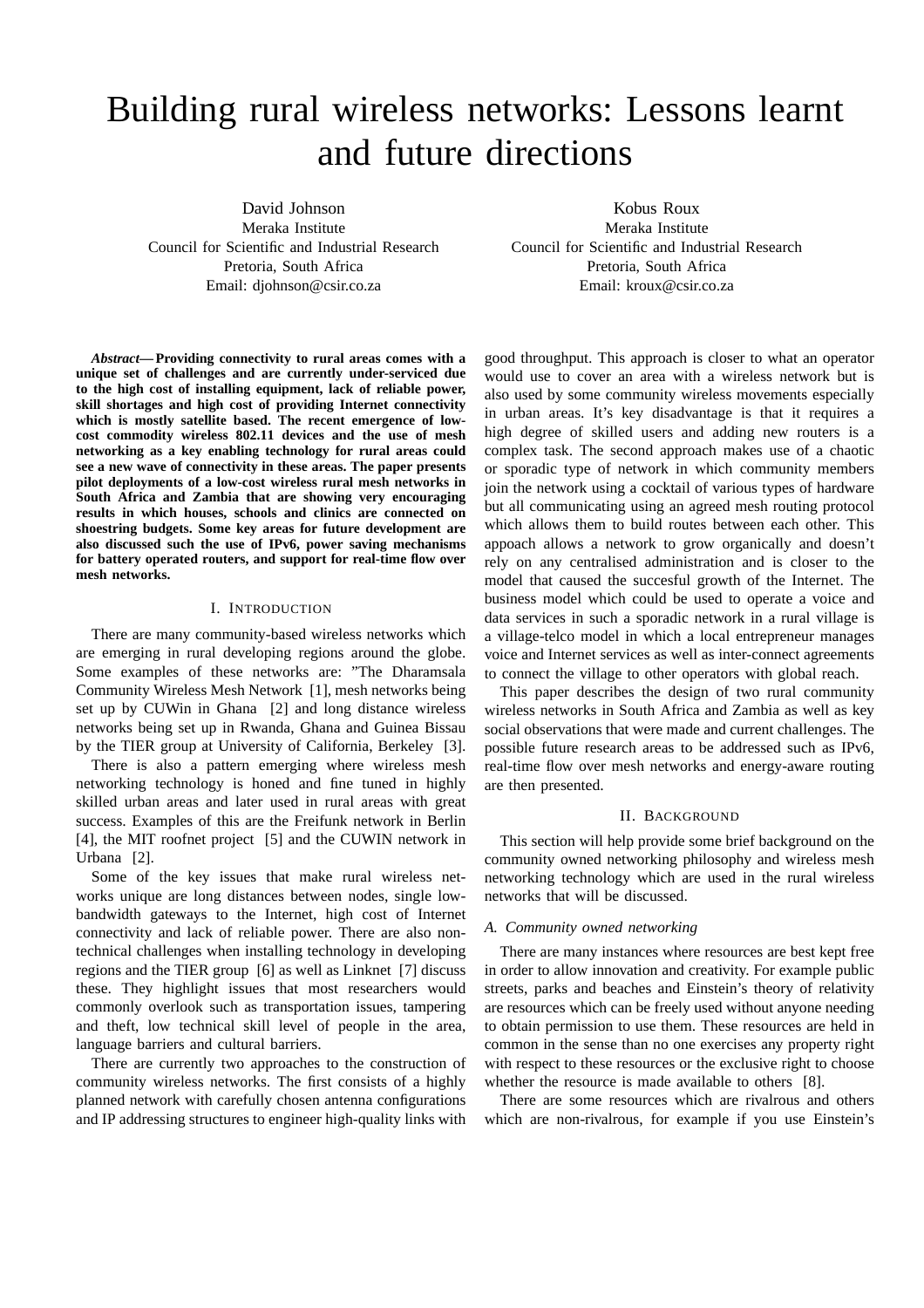# Building rural wireless networks: Lessons learnt and future directions

David Johnson
Meraka Institute
Council for Scientific and Industrial Research
Pretoria, South Africa
Email: djohnson@csir.co.za

Kobus Roux
Meraka Institute
Council for Scientific and Industrial Research
Pretoria, South Africa
Email: kroux@csir.co.za

***Abstract*— Providing connectivity to rural areas comes with a unique set of challenges and are currently under-serviced due to the high cost of installing equipment, lack of reliable power, skill shortages and high cost of providing Internet connectivity which is mostly satellite based. The recent emergence of low-cost commodity wireless 802.11 devices and the use of mesh networking as a key enabling technology for rural areas could see a new wave of connectivity in these areas. The paper presents pilot deployments of a low-cost wireless rural mesh networks in South Africa and Zambia that are showing very encouraging results in which houses, schools and clinics are connected on shoestring budgets. Some key areas for future development are also discussed such the use of IPv6, power saving mechanisms for battery operated routers, and support for real-time flow over mesh networks.**

## I. Introduction

There are many community-based wireless networks which are emerging in rural developing regions around the globe. Some examples of these networks are: "The Dharamsala Community Wireless Mesh Network [1], mesh networks being set up by CUWin in Ghana [2] and long distance wireless networks being set up in Rwanda, Ghana and Guinea Bissau by the TIER group at University of California, Berkeley [3].

There is also a pattern emerging where wireless mesh networking technology is honed and fine tuned in highly skilled urban areas and later used in rural areas with great success. Examples of this are the Freifunk network in Berlin [4], the MIT roofnet project [5] and the CUWIN network in Urbana [2].

Some of the key issues that make rural wireless networks unique are long distances between nodes, single low-bandwidth gateways to the Internet, high cost of Internet connectivity and lack of reliable power. There are also non-technical challenges when installing technology in developing regions and the TIER group [6] as well as Linknet [7] discuss these. They highlight issues that most researchers would commonly overlook such as transportation issues, tampering and theft, low technical skill level of people in the area, language barriers and cultural barriers.

There are currently two approaches to the construction of community wireless networks. The first consists of a highly planned network with carefully chosen antenna configurations and IP addressing structures to engineer high-quality links with good throughput. This approach is closer to what an operator would use to cover an area with a wireless network but is also used by some community wireless movements especially in urban areas. It's key disadvantage is that it requires a high degree of skilled users and adding new routers is a complex task. The second approach makes use of a chaotic or sporadic type of network in which community members join the network using a cocktail of various types of hardware but all communicating using an agreed mesh routing protocol which allows them to build routes between each other. This appoach allows a network to grow organically and doesn't rely on any centralised administration and is closer to the model that caused the succesful growth of the Internet. The business model which could be used to operate a voice and data services in such a sporadic network in a rural village is a village-telco model in which a local entrepreneur manages voice and Internet services as well as inter-connect agreements to connect the village to other operators with global reach.

This paper describes the design of two rural community wireless networks in South Africa and Zambia as well as key social observations that were made and current challenges. The possible future research areas to be addressed such as IPv6, real-time flow over mesh networks and energy-aware routing are then presented.

## II. Background

This section will help provide some brief background on the community owned networking philosophy and wireless mesh networking technology which are used in the rural wireless networks that will be discussed.

### A. Community owned networking

There are many instances where resources are best kept free in order to allow innovation and creativity. For example public streets, parks and beaches and Einstein's theory of relativity are resources which can be freely used without anyone needing to obtain permission to use them. These resources are held in common in the sense than no one exercises any property right with respect to these resources or the exclusive right to choose whether the resource is made available to others [8].

There are some resources which are rivalrous and others which are non-rivalrous, for example if you use Einstein's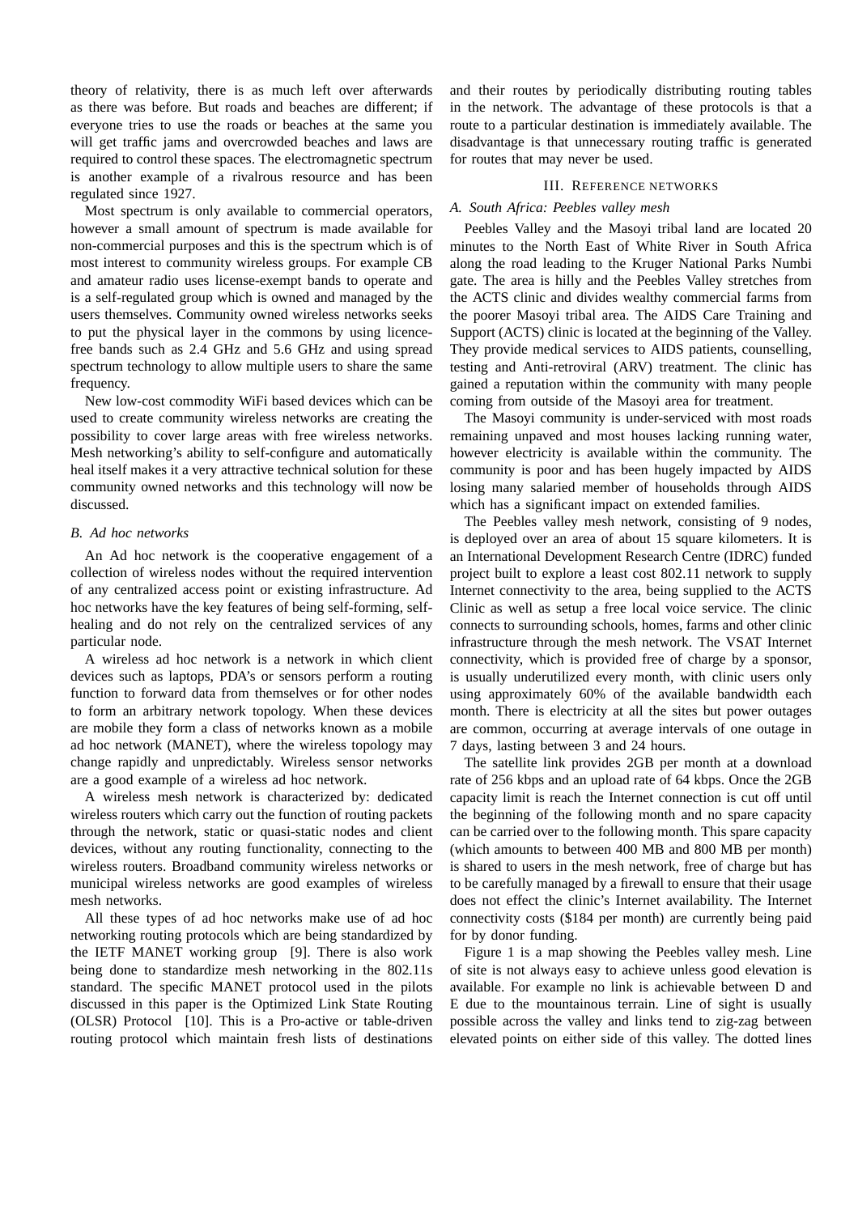theory of relativity, there is as much left over afterwards as there was before. But roads and beaches are different; if everyone tries to use the roads or beaches at the same you will get traffic jams and overcrowded beaches and laws are required to control these spaces. The electromagnetic spectrum is another example of a rivalrous resource and has been regulated since 1927.

Most spectrum is only available to commercial operators, however a small amount of spectrum is made available for non-commercial purposes and this is the spectrum which is of most interest to community wireless groups. For example CB and amateur radio uses license-exempt bands to operate and is a self-regulated group which is owned and managed by the users themselves. Community owned wireless networks seeks to put the physical layer in the commons by using licence-free bands such as 2.4 GHz and 5.6 GHz and using spread spectrum technology to allow multiple users to share the same frequency.

New low-cost commodity WiFi based devices which can be used to create community wireless networks are creating the possibility to cover large areas with free wireless networks. Mesh networking's ability to self-configure and automatically heal itself makes it a very attractive technical solution for these community owned networks and this technology will now be discussed.

### B. Ad hoc networks

An Ad hoc network is the cooperative engagement of a collection of wireless nodes without the required intervention of any centralized access point or existing infrastructure. Ad hoc networks have the key features of being self-forming, self-healing and do not rely on the centralized services of any particular node.

A wireless ad hoc network is a network in which client devices such as laptops, PDA's or sensors perform a routing function to forward data from themselves or for other nodes to form an arbitrary network topology. When these devices are mobile they form a class of networks known as a mobile ad hoc network (MANET), where the wireless topology may change rapidly and unpredictably. Wireless sensor networks are a good example of a wireless ad hoc network.

A wireless mesh network is characterized by: dedicated wireless routers which carry out the function of routing packets through the network, static or quasi-static nodes and client devices, without any routing functionality, connecting to the wireless routers. Broadband community wireless networks or municipal wireless networks are good examples of wireless mesh networks.

All these types of ad hoc networks make use of ad hoc networking routing protocols which are being standardized by the IETF MANET working group [9]. There is also work being done to standardize mesh networking in the 802.11s standard. The specific MANET protocol used in the pilots discussed in this paper is the Optimized Link State Routing (OLSR) Protocol [10]. This is a Pro-active or table-driven routing protocol which maintain fresh lists of destinations and their routes by periodically distributing routing tables in the network. The advantage of these protocols is that a route to a particular destination is immediately available. The disadvantage is that unnecessary routing traffic is generated for routes that may never be used.

## III. Reference networks

### A. South Africa: Peebles valley mesh

Peebles Valley and the Masoyi tribal land are located 20 minutes to the North East of White River in South Africa along the road leading to the Kruger National Parks Numbi gate. The area is hilly and the Peebles Valley stretches from the ACTS clinic and divides wealthy commercial farms from the poorer Masoyi tribal area. The AIDS Care Training and Support (ACTS) clinic is located at the beginning of the Valley. They provide medical services to AIDS patients, counselling, testing and Anti-retroviral (ARV) treatment. The clinic has gained a reputation within the community with many people coming from outside of the Masoyi area for treatment.

The Masoyi community is under-serviced with most roads remaining unpaved and most houses lacking running water, however electricity is available within the community. The community is poor and has been hugely impacted by AIDS losing many salaried member of households through AIDS which has a significant impact on extended families.

The Peebles valley mesh network, consisting of 9 nodes, is deployed over an area of about 15 square kilometers. It is an International Development Research Centre (IDRC) funded project built to explore a least cost 802.11 network to supply Internet connectivity to the area, being supplied to the ACTS Clinic as well as setup a free local voice service. The clinic connects to surrounding schools, homes, farms and other clinic infrastructure through the mesh network. The VSAT Internet connectivity, which is provided free of charge by a sponsor, is usually underutilized every month, with clinic users only using approximately 60% of the available bandwidth each month. There is electricity at all the sites but power outages are common, occurring at average intervals of one outage in 7 days, lasting between 3 and 24 hours.

The satellite link provides 2GB per month at a download rate of 256 kbps and an upload rate of 64 kbps. Once the 2GB capacity limit is reach the Internet connection is cut off until the beginning of the following month and no spare capacity can be carried over to the following month. This spare capacity (which amounts to between 400 MB and 800 MB per month) is shared to users in the mesh network, free of charge but has to be carefully managed by a firewall to ensure that their usage does not effect the clinic's Internet availability. The Internet connectivity costs ($184 per month) are currently being paid for by donor funding.

Figure 1 is a map showing the Peebles valley mesh. Line of site is not always easy to achieve unless good elevation is available. For example no link is achievable between D and E due to the mountainous terrain. Line of sight is usually possible across the valley and links tend to zig-zag between elevated points on either side of this valley. The dotted lines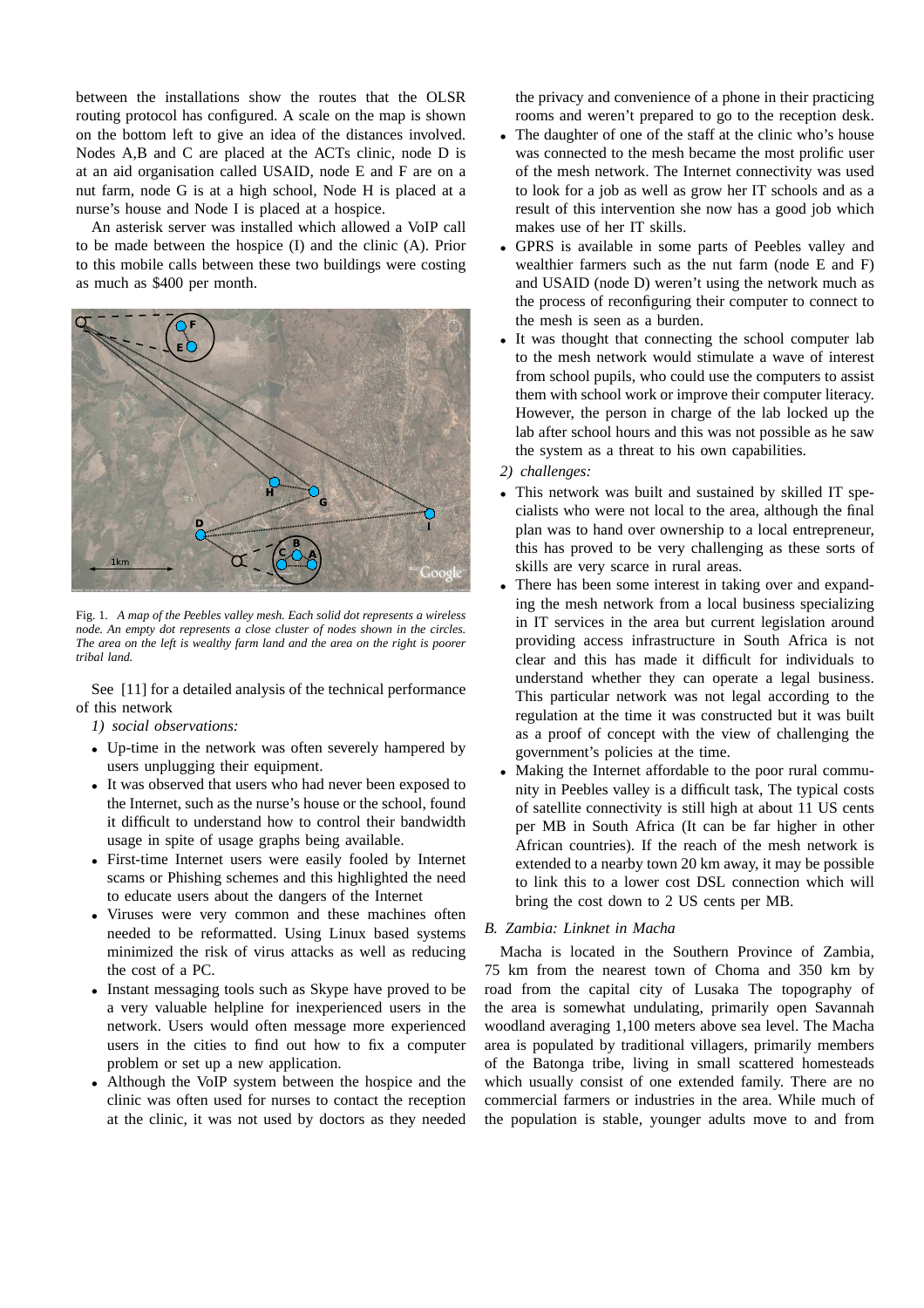between the installations show the routes that the OLSR routing protocol has configured. A scale on the map is shown on the bottom left to give an idea of the distances involved. Nodes A,B and C are placed at the ACTs clinic, node D is at an aid organisation called USAID, node E and F are on a nut farm, node G is at a high school, Node H is placed at a nurse's house and Node I is placed at a hospice.

An asterisk server was installed which allowed a VoIP call to be made between the hospice (I) and the clinic (A). Prior to this mobile calls between these two buildings were costing as much as \$400 per month.

Fig. 1. *A map of the Peebles valley mesh. Each solid dot represents a wireless node. An empty dot represents a close cluster of nodes shown in the circles. The area on the left is wealthy farm land and the area on the right is poorer tribal land.*

See [11] for a detailed analysis of the technical performance of this network

*1) social observations:*

- Up-time in the network was often severely hampered by users unplugging their equipment.
- It was observed that users who had never been exposed to the Internet, such as the nurse's house or the school, found it difficult to understand how to control their bandwidth usage in spite of usage graphs being available.
- First-time Internet users were easily fooled by Internet scams or Phishing schemes and this highlighted the need to educate users about the dangers of the Internet
- Viruses were very common and these machines often needed to be reformatted. Using Linux based systems minimized the risk of virus attacks as well as reducing the cost of a PC.
- Instant messaging tools such as Skype have proved to be a very valuable helpline for inexperienced users in the network. Users would often message more experienced users in the cities to find out how to fix a computer problem or set up a new application.
- Although the VoIP system between the hospice and the clinic was often used for nurses to contact the reception at the clinic, it was not used by doctors as they needed the privacy and convenience of a phone in their practicing rooms and weren't prepared to go to the reception desk.
- The daughter of one of the staff at the clinic who's house was connected to the mesh became the most prolific user of the mesh network. The Internet connectivity was used to look for a job as well as grow her IT schools and as a result of this intervention she now has a good job which makes use of her IT skills.
- GPRS is available in some parts of Peebles valley and wealthier farmers such as the nut farm (node E and F) and USAID (node D) weren't using the network much as the process of reconfiguring their computer to connect to the mesh is seen as a burden.
- It was thought that connecting the school computer lab to the mesh network would stimulate a wave of interest from school pupils, who could use the computers to assist them with school work or improve their computer literacy. However, the person in charge of the lab locked up the lab after school hours and this was not possible as he saw the system as a threat to his own capabilities.

*2) challenges:*

- This network was built and sustained by skilled IT specialists who were not local to the area, although the final plan was to hand over ownership to a local entrepreneur, this has proved to be very challenging as these sorts of skills are very scarce in rural areas.
- There has been some interest in taking over and expanding the mesh network from a local business specializing in IT services in the area but current legislation around providing access infrastructure in South Africa is not clear and this has made it difficult for individuals to understand whether they can operate a legal business. This particular network was not legal according to the regulation at the time it was constructed but it was built as a proof of concept with the view of challenging the government's policies at the time.
- Making the Internet affordable to the poor rural community in Peebles valley is a difficult task, The typical costs of satellite connectivity is still high at about 11 US cents per MB in South Africa (It can be far higher in other African countries). If the reach of the mesh network is extended to a nearby town 20 km away, it may be possible to link this to a lower cost DSL connection which will bring the cost down to 2 US cents per MB.

### B. Zambia: Linknet in Macha

Macha is located in the Southern Province of Zambia, 75 km from the nearest town of Choma and 350 km by road from the capital city of Lusaka The topography of the area is somewhat undulating, primarily open Savannah woodland averaging 1,100 meters above sea level. The Macha area is populated by traditional villagers, primarily members of the Batonga tribe, living in small scattered homesteads which usually consist of one extended family. There are no commercial farmers or industries in the area. While much of the population is stable, younger adults move to and from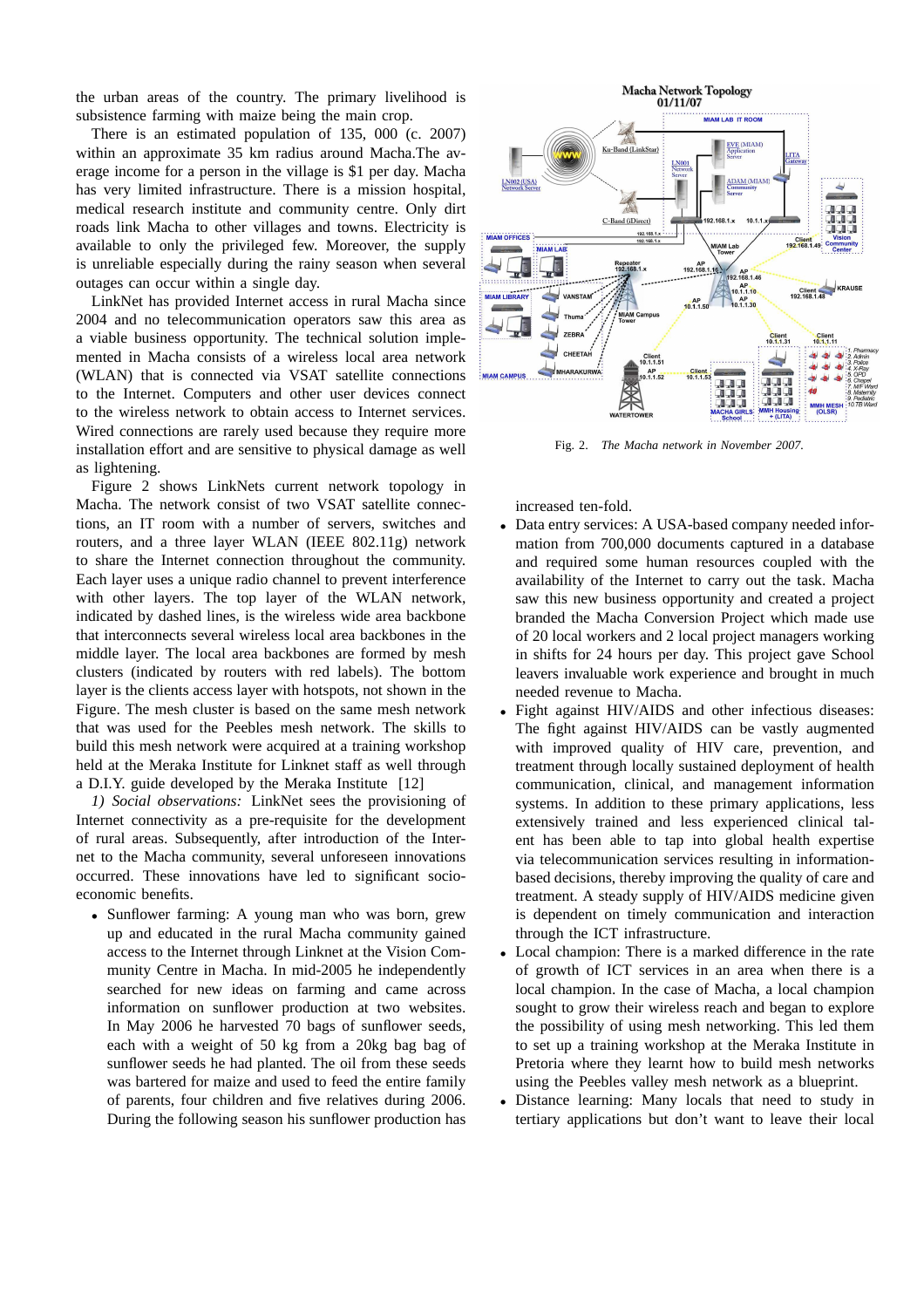the urban areas of the country. The primary livelihood is subsistence farming with maize being the main crop.

There is an estimated population of 135, 000 (c. 2007) within an approximate 35 km radius around Macha.The average income for a person in the village is $1 per day. Macha has very limited infrastructure. There is a mission hospital, medical research institute and community centre. Only dirt roads link Macha to other villages and towns. Electricity is available to only the privileged few. Moreover, the supply is unreliable especially during the rainy season when several outages can occur within a single day.

LinkNet has provided Internet access in rural Macha since 2004 and no telecommunication operators saw this area as a viable business proposition. The technical solution implemented in Macha consists of a wireless local area network (WLAN) that is connected via VSAT satellite connections to the Internet. Computers and other user devices connect to the wireless network to obtain access to Internet services. Wired connections are rarely used because they require more installation effort and are sensitive to physical damage as well as lightening.

Figure 2 shows LinkNets current network topology in Macha. The network consist of two VSAT satellite connections, an IT room with a number of servers, switches and routers, and a three layer WLAN (IEEE 802.11g) network to share the Internet connection throughout the community. Each layer uses a unique radio channel to prevent interference with other layers. The top layer of the WLAN network, indicated by dashed lines, is the wireless wide area backbone that interconnects several wireless local area backbones in the middle layer. The local area backbones are formed by mesh clusters (indicated by routers with red labels). The bottom layer is the clients access layer with hotspots, not shown in the Figure. The mesh cluster is based on the same mesh network that was used for the Peebles mesh network. The skills to build this mesh network were acquired at a training workshop held at the Meraka Institute for Linknet staff as well through a D.I.Y. guide developed by the Meraka Institute [12]

*1) Social observations:* LinkNet sees the provisioning of Internet connectivity as a pre-requisite for the development of rural areas. Subsequently, after introduction of the Internet to the Macha community, several unforeseen innovations occurred. These innovations have led to significant socio-economic benefits.

- Sunflower farming: A young man who was born, grew up and educated in the rural Macha community gained access to the Internet through Linknet at the Vision Community Centre in Macha. In mid-2005 he independently searched for new ideas on farming and came across information on sunflower production at two websites. In May 2006 he harvested 70 bags of sunflower seeds, each with a weight of 50 kg from a 20kg bag bag of sunflower seeds he had planted. The oil from these seeds was bartered for maize and used to feed the entire family of parents, four children and five relatives during 2006. During the following season his sunflower production has increased ten-fold.
- Data entry services: A USA-based company needed information from 700,000 documents captured in a database and required some human resources coupled with the availability of the Internet to carry out the task. Macha saw this new business opportunity and created a project branded the Macha Conversion Project which made use of 20 local workers and 2 local project managers working in shifts for 24 hours per day. This project gave School leavers invaluable work experience and brought in much needed revenue to Macha.
- Fight against HIV/AIDS and other infectious diseases: The fight against HIV/AIDS can be vastly augmented with improved quality of HIV care, prevention, and treatment through locally sustained deployment of health communication, clinical, and management information systems. In addition to these primary applications, less extensively trained and less experienced clinical talent has been able to tap into global health expertise via telecommunication services resulting in information-based decisions, thereby improving the quality of care and treatment. A steady supply of HIV/AIDS medicine given is dependent on timely communication and interaction through the ICT infrastructure.
- Local champion: There is a marked difference in the rate of growth of ICT services in an area when there is a local champion. In the case of Macha, a local champion sought to grow their wireless reach and began to explore the possibility of using mesh networking. This led them to set up a training workshop at the Meraka Institute in Pretoria where they learnt how to build mesh networks using the Peebles valley mesh network as a blueprint.
- Distance learning: Many locals that need to study in tertiary applications but don't want to leave their local

Fig. 2. *The Macha network in November 2007.*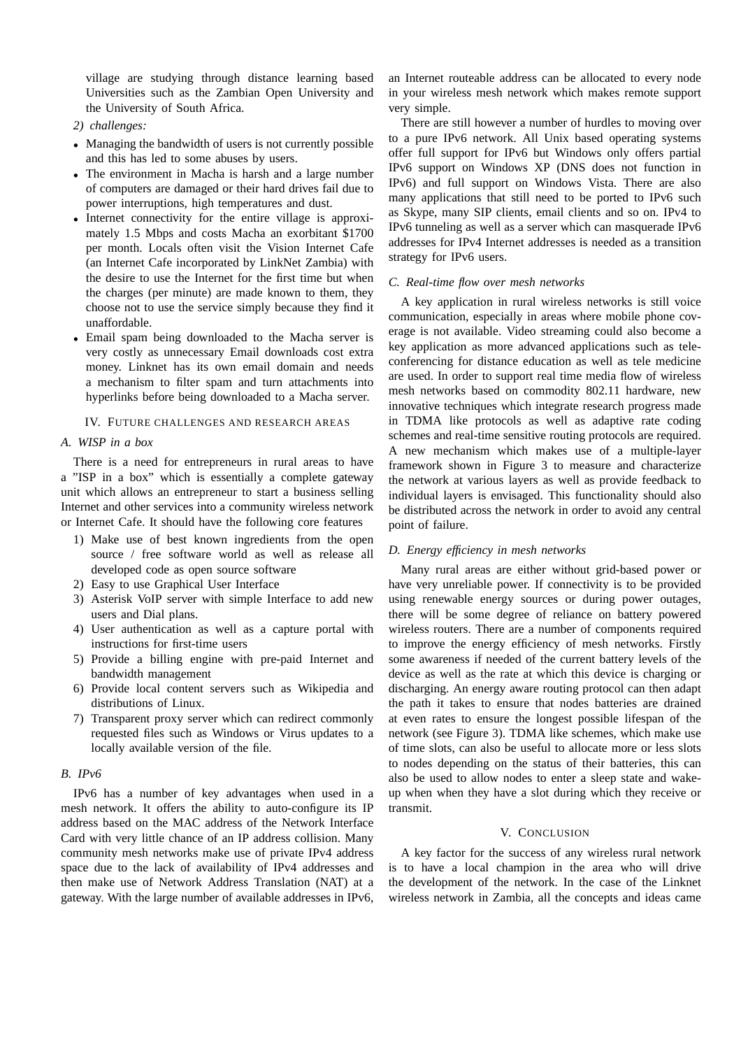village are studying through distance learning based Universities such as the Zambian Open University and the University of South Africa.

*2) challenges:*

- Managing the bandwidth of users is not currently possible and this has led to some abuses by users.
- The environment in Macha is harsh and a large number of computers are damaged or their hard drives fail due to power interruptions, high temperatures and dust.
- Internet connectivity for the entire village is approximately 1.5 Mbps and costs Macha an exorbitant $1700 per month. Locals often visit the Vision Internet Cafe (an Internet Cafe incorporated by LinkNet Zambia) with the desire to use the Internet for the first time but when the charges (per minute) are made known to them, they choose not to use the service simply because they find it unaffordable.
- Email spam being downloaded to the Macha server is very costly as unnecessary Email downloads cost extra money. Linknet has its own email domain and needs a mechanism to filter spam and turn attachments into hyperlinks before being downloaded to a Macha server.

## IV. Future challenges and research areas

### A. WISP in a box

There is a need for entrepeneurs in rural areas to have a "ISP in a box" which is essentially a complete gateway unit which allows an entrepreneur to start a business selling Internet and other services into a community wireless network or Internet Cafe. It should have the following core features

1) Make use of best known ingredients from the open source / free software world as well as release all developed code as open source software
2) Easy to use Graphical User Interface
3) Asterisk VoIP server with simple Interface to add new users and Dial plans.
4) User authentication as well as a capture portal with instructions for first-time users
5) Provide a billing engine with pre-paid Internet and bandwidth management
6) Provide local content servers such as Wikipedia and distributions of Linux.
7) Transparent proxy server which can redirect commonly requested files such as Windows or Virus updates to a locally available version of the file.

### B. IPv6

IPv6 has a number of key advantages when used in a mesh network. It offers the ability to auto-configure its IP address based on the MAC address of the Network Interface Card with very little chance of an IP address collision. Many community mesh networks make use of private IPv4 address space due to the lack of availability of IPv4 addresses and then make use of Network Address Translation (NAT) at a gateway. With the large number of available addresses in IPv6, an Internet routeable address can be allocated to every node in your wireless mesh network which makes remote support very simple.

There are still however a number of hurdles to moving over to a pure IPv6 network. All Unix based operating systems offer full support for IPv6 but Windows only offers partial IPv6 support on Windows XP (DNS does not function in IPv6) and full support on Windows Vista. There are also many applications that still need to be ported to IPv6 such as Skype, many SIP clients, email clients and so on. IPv4 to IPv6 tunneling as well as a server which can masquerade IPv6 addresses for IPv4 Internet addresses is needed as a transition strategy for IPv6 users.

### C. Real-time flow over mesh networks

A key application in rural wireless networks is still voice communication, especially in areas where mobile phone coverage is not available. Video streaming could also become a key application as more advanced applications such as teleconferencing for distance education as well as tele medicine are used. In order to support real time media flow of wireless mesh networks based on commodity 802.11 hardware, new innovative techniques which integrate research progress made in TDMA like protocols as well as adaptive rate coding schemes and real-time sensitive routing protocols are required. A new mechanism which makes use of a multiple-layer framework shown in Figure 3 to measure and characterize the network at various layers as well as provide feedback to individual layers is envisaged. This functionality should also be distributed across the network in order to avoid any central point of failure.

### D. Energy efficiency in mesh networks

Many rural areas are either without grid-based power or have very unreliable power. If connectivity is to be provided using renewable energy sources or during power outages, there will be some degree of reliance on battery powered wireless routers. There are a number of components required to improve the energy efficiency of mesh networks. Firstly some awareness if needed of the current battery levels of the device as well as the rate at which this device is charging or discharging. An energy aware routing protocol can then adapt the path it takes to ensure that nodes batteries are drained at even rates to ensure the longest possible lifespan of the network (see Figure 3). TDMA like schemes, which make use of time slots, can also be useful to allocate more or less slots to nodes depending on the status of their batteries, this can also be used to allow nodes to enter a sleep state and wake-up when when they have a slot during which they receive or transmit.

## V. Conclusion

A key factor for the success of any wireless rural network is to have a local champion in the area who will drive the development of the network. In the case of the Linknet wireless network in Zambia, all the concepts and ideas came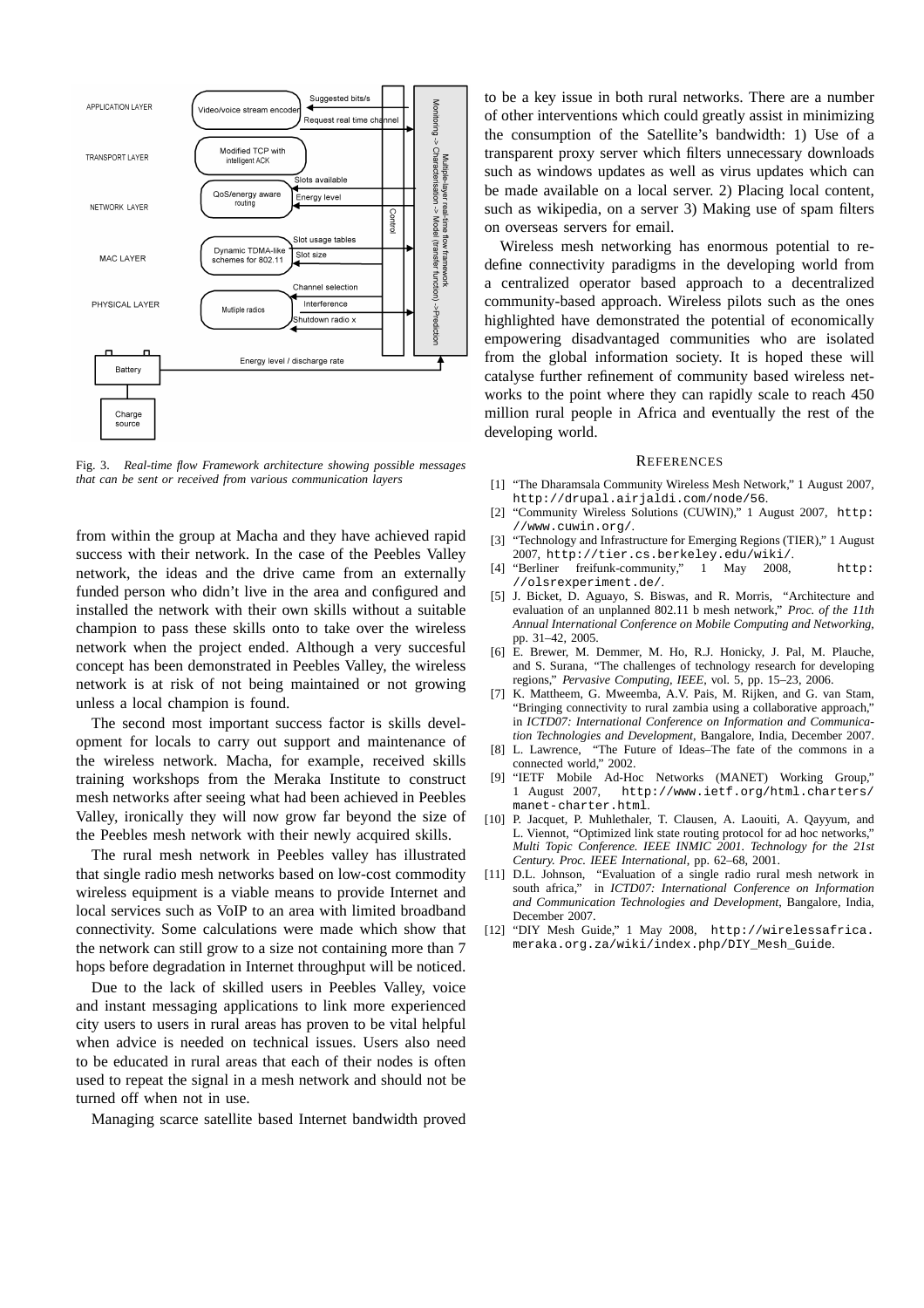APPLICATION LAYER

Video/voice stream encoder

Suggested bits/s

Request real time channel

TRANSPORT LAYER

Modified TCP with intelligent ACK

NETWORK LAYER

QoS/energy aware routing

Slots available

Energy level

MAC LAYER

Dynamic TDMA-like schemes for 802.11

Slot usage tables

Slot size

PHYSICAL LAYER

Multiple radios

Channel selection

Interference

Shutdown radio x

Control

Multiple-layer real-time flow framework

Monitoring -> Characterisation -> Model (transfer function) -> Prediction

Battery

Energy level / discharge rate

Charge source

Fig. 3. *Real-time flow Framework architecture showing possible messages that can be sent or received from various communication layers*

from within the group at Macha and they have achieved rapid success with their network. In the case of the Peebles Valley network, the ideas and the drive came from an externally funded person who didn't live in the area and configured and installed the network with their own skills without a suitable champion to pass these skills onto to take over the wireless network when the project ended. Although a very succesful concept has been demonstrated in Peebles Valley, the wireless network is at risk of not being maintained or not growing unless a local champion is found.

The second most important success factor is skills development for locals to carry out support and maintenance of the wireless network. Macha, for example, received skills training workshops from the Meraka Institute to construct mesh networks after seeing what had been achieved in Peebles Valley, ironically they will now grow far beyond the size of the Peebles mesh network with their newly acquired skills.

The rural mesh network in Peebles valley has illustrated that single radio mesh networks based on low-cost commodity wireless equipment is a viable means to provide Internet and local services such as VoIP to an area with limited broadband connectivity. Some calculations were made which show that the network can still grow to a size not containing more than 7 hops before degradation in Internet throughput will be noticed.

Due to the lack of skilled users in Peebles Valley, voice and instant messaging applications to link more experienced city users to users in rural areas has proven to be vital helpful when advice is needed on technical issues. Users also need to be educated in rural areas that each of their nodes is often used to repeat the signal in a mesh network and should not be turned off when not in use.

Managing scarce satellite based Internet bandwidth proved to be a key issue in both rural networks. There are a number of other interventions which could greatly assist in minimizing the consumption of the Satellite's bandwidth: 1) Use of a transparent proxy server which filters unnecessary downloads such as windows updates as well as virus updates which can be made available on a local server. 2) Placing local content, such as wikipedia, on a server 3) Making use of spam filters on overseas servers for email.

Wireless mesh networking has enormous potential to redefine connectivity paradigms in the developing world from a centralized operator based approach to a decentralized community-based approach. Wireless pilots such as the ones highlighted have demonstrated the potential of economically empowering disadvantaged communities who are isolated from the global information society. It is hoped these will catalyse further refinement of community based wireless networks to the point where they can rapidly scale to reach 450 million rural people in Africa and eventually the rest of the developing world.

## References

[1] "The Dharamsala Community Wireless Mesh Network," 1 August 2007, http://drupal.airjaldi.com/node/56.

[2] "Community Wireless Solutions (CUWIN)," 1 August 2007, http://www.cuwin.org/.

[3] "Technology and Infrastructure for Emerging Regions (TIER)," 1 August 2007, http://tier.cs.berkeley.edu/wiki/.

[4] "Berliner freifunk-community," 1 May 2008, http://olsrexperiment.de/.

[5] J. Bicket, D. Aguayo, S. Biswas, and R. Morris, "Architecture and evaluation of an unplanned 802.11 b mesh network," *Proc. of the 11th Annual International Conference on Mobile Computing and Networking*, pp. 31–42, 2005.

[6] E. Brewer, M. Demmer, M. Ho, R.J. Honicky, J. Pal, M. Plauche, and S. Surana, "The challenges of technology research for developing regions," *Pervasive Computing, IEEE*, vol. 5, pp. 15–23, 2006.

[7] K. Mattheem, G. Mweemba, A.V. Pais, M. Rijken, and G. van Stam, "Bringing connectivity to rural zambia using a collaborative approach," in *ICTD07: International Conference on Information and Communication Technologies and Development*, Bangalore, India, December 2007.

[8] L. Lawrence, "The Future of Ideas–The fate of the commons in a connected world," 2002.

[9] "IETF Mobile Ad-Hoc Networks (MANET) Working Group," 1 August 2007, http://www.ietf.org/html.charters/manet-charter.html.

[10] P. Jacquet, P. Muhlethaler, T. Clausen, A. Laouiti, A. Qayyum, and L. Viennot, "Optimized link state routing protocol for ad hoc networks," *Multi Topic Conference. IEEE INMIC 2001. Technology for the 21st Century. Proc. IEEE International*, pp. 62–68, 2001.

[11] D.L. Johnson, "Evaluation of a single radio rural mesh network in south africa," in *ICTD07: International Conference on Information and Communication Technologies and Development*, Bangalore, India, December 2007.

[12] "DIY Mesh Guide," 1 May 2008, http://wirelessafrica.meraka.org.za/wiki/index.php/DIY_Mesh_Guide.